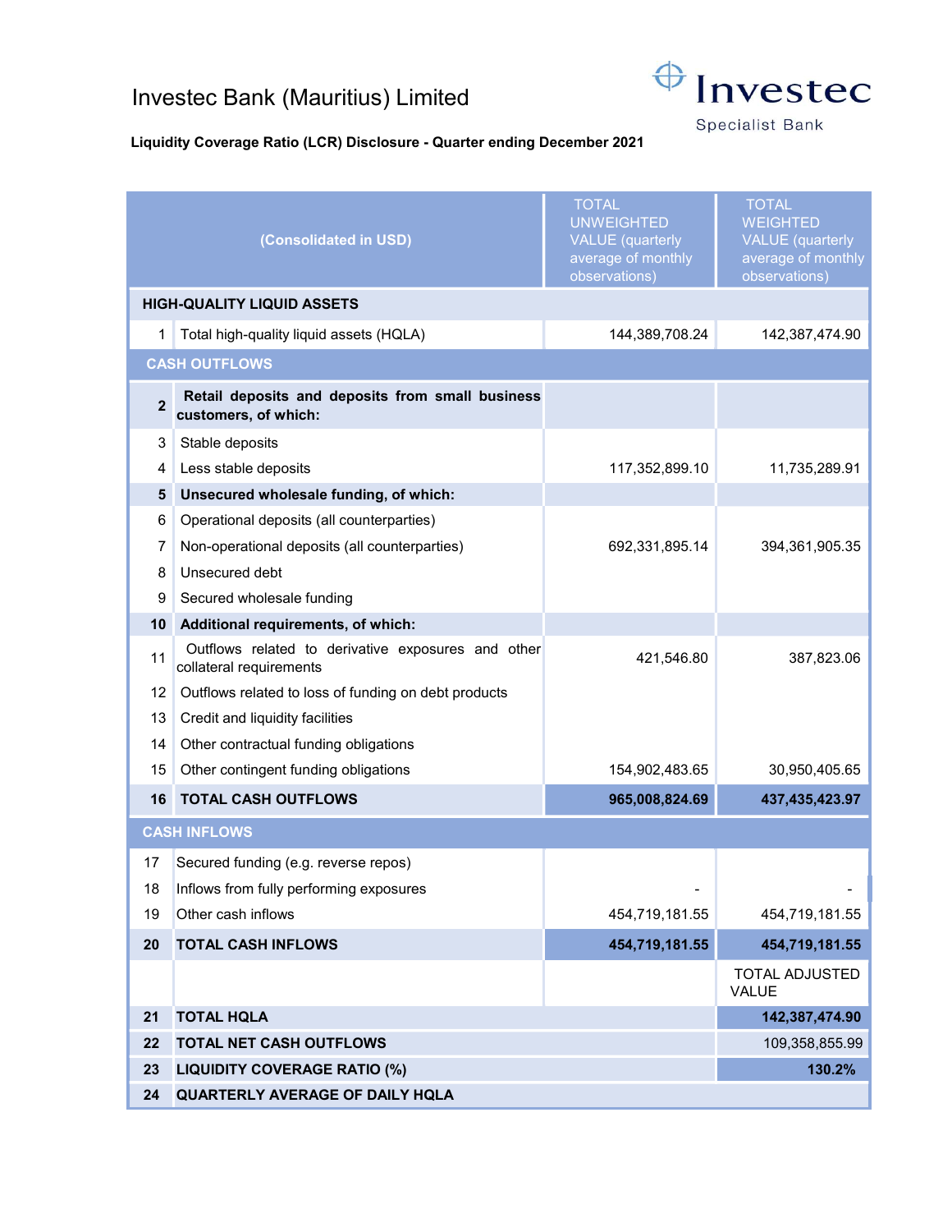# Investec Bank (Mauritius) Limited

Investec Specialist Bank

**Liquidity Coverage Ratio (LCR) Disclosure - Quarter ending December 2021**

| | (Consolidated in USD) | TOTAL UNWEIGHTED VALUE (quarterly average of monthly observations) | TOTAL WEIGHTED VALUE (quarterly average of monthly observations) |
|---|---|---|---|
| | **HIGH-QUALITY LIQUID ASSETS** | | |
| 1 | Total high-quality liquid assets (HQLA) | 144,389,708.24 | 142,387,474.90 |
| | **CASH OUTFLOWS** | | |
| **2** | **Retail deposits and deposits from small business customers, of which:** | | |
| 3 | Stable deposits | | |
| 4 | Less stable deposits | 117,352,899.10 | 11,735,289.91 |
| **5** | **Unsecured wholesale funding, of which:** | | |
| 6 | Operational deposits (all counterparties) | | |
| 7 | Non-operational deposits (all counterparties) | 692,331,895.14 | 394,361,905.35 |
| 8 | Unsecured debt | | |
| 9 | Secured wholesale funding | | |
| **10** | **Additional requirements, of which:** | | |
| 11 | Outflows related to derivative exposures and other collateral requirements | 421,546.80 | 387,823.06 |
| 12 | Outflows related to loss of funding on debt products | | |
| 13 | Credit and liquidity facilities | | |
| 14 | Other contractual funding obligations | | |
| 15 | Other contingent funding obligations | 154,902,483.65 | 30,950,405.65 |
| **16** | **TOTAL CASH OUTFLOWS** | **965,008,824.69** | **437,435,423.97** |
| | **CASH INFLOWS** | | |
| 17 | Secured funding (e.g. reverse repos) | | |
| 18 | Inflows from fully performing exposures | - | - |
| 19 | Other cash inflows | 454,719,181.55 | 454,719,181.55 |
| **20** | **TOTAL CASH INFLOWS** | **454,719,181.55** | **454,719,181.55** |
| | | | TOTAL ADJUSTED VALUE |
| **21** | **TOTAL HQLA** | | **142,387,474.90** |
| **22** | **TOTAL NET CASH OUTFLOWS** | | 109,358,855.99 |
| **23** | **LIQUIDITY COVERAGE RATIO (%)** | | **130.2%** |
| **24** | **QUARTERLY AVERAGE OF DAILY HQLA** | | |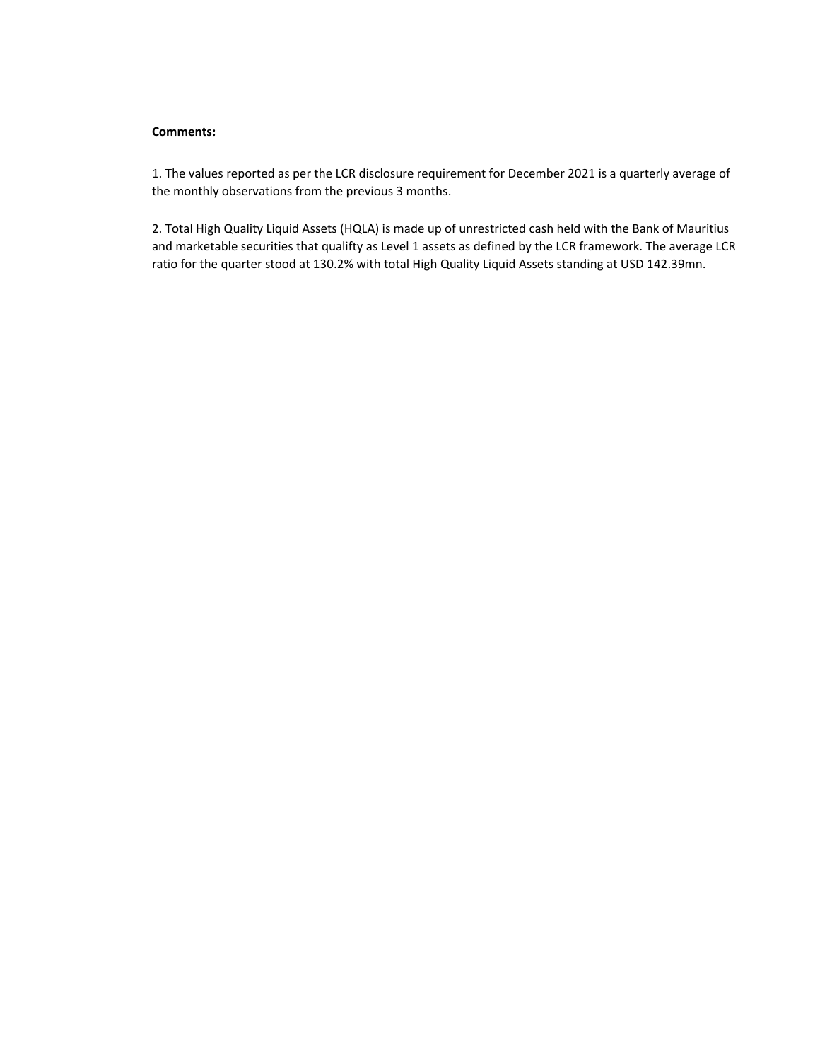**Comments:**

1. The values reported as per the LCR disclosure requirement for December 2021 is a quarterly average of the monthly observations from the previous 3 months.

2. Total High Quality Liquid Assets (HQLA) is made up of unrestricted cash held with the Bank of Mauritius and marketable securities that qualifty as Level 1 assets as defined by the LCR framework. The average LCR ratio for the quarter stood at 130.2% with total High Quality Liquid Assets standing at USD 142.39mn.